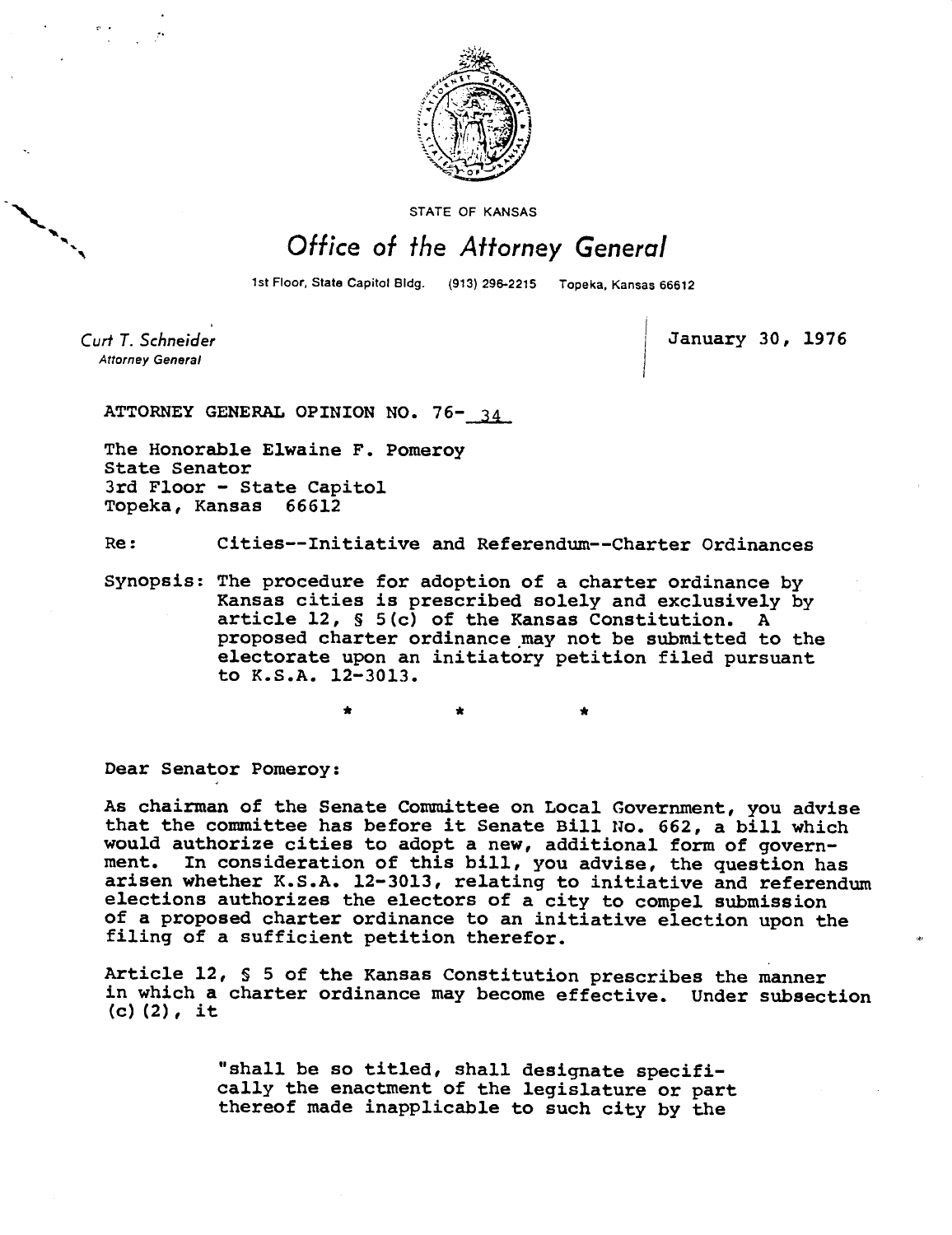STATE OF KANSAS

# Office of the Attorney General

1st Floor, State Capitol Bldg. (913) 296-2215 Topeka, Kansas 66612

Curt T. Schneider
Attorney General

January 30, 1976

ATTORNEY GENERAL OPINION NO. 76- 34

The Honorable Elwaine F. Pomeroy
State Senator
3rd Floor - State Capitol
Topeka, Kansas 66612

Re: Cities--Initiative and Referendum--Charter Ordinances

Synopsis: The procedure for adoption of a charter ordinance by Kansas cities is prescribed solely and exclusively by article 12, § 5(c) of the Kansas Constitution. A proposed charter ordinance may not be submitted to the electorate upon an initiatory petition filed pursuant to K.S.A. 12-3013.

\* \* \*

Dear Senator Pomeroy:

As chairman of the Senate Committee on Local Government, you advise that the committee has before it Senate Bill No. 662, a bill which would authorize cities to adopt a new, additional form of government. In consideration of this bill, you advise, the question has arisen whether K.S.A. 12-3013, relating to initiative and referendum elections authorizes the electors of a city to compel submission of a proposed charter ordinance to an initiative election upon the filing of a sufficient petition therefor.

Article 12, § 5 of the Kansas Constitution prescribes the manner in which a charter ordinance may become effective. Under subsection (c)(2), it

> "shall be so titled, shall designate specifically the enactment of the legislature or part thereof made inapplicable to such city by the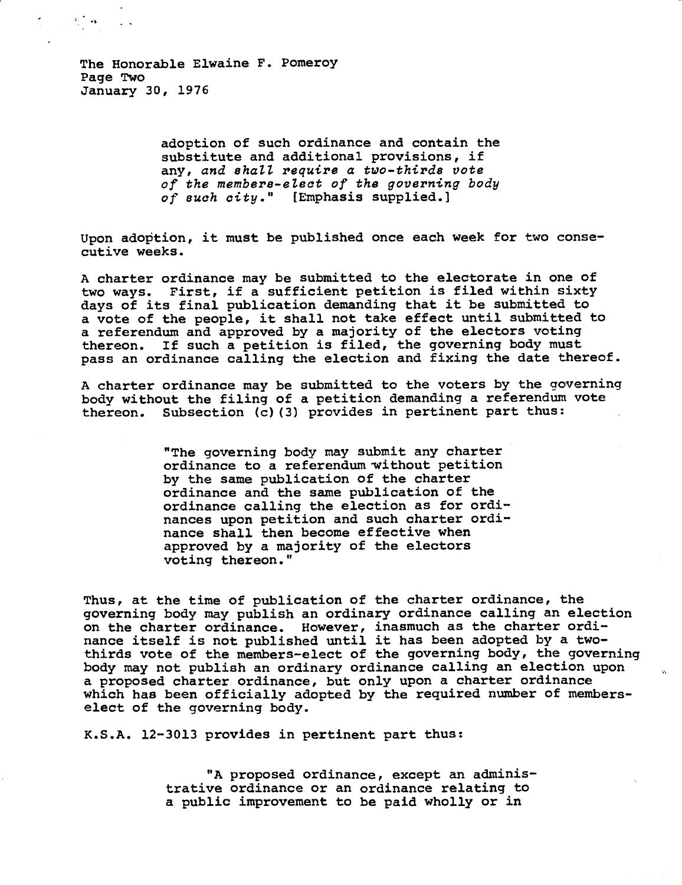> adoption of such ordinance and contain the substitute and additional provisions, if any, *and shall require a two-thirds vote of the members-elect of the governing body of such city.*" [Emphasis supplied.]

Upon adoption, it must be published once each week for two consecutive weeks.

A charter ordinance may be submitted to the electorate in one of two ways. First, if a sufficient petition is filed within sixty days of its final publication demanding that it be submitted to a vote of the people, it shall not take effect until submitted to a referendum and approved by a majority of the electors voting thereon. If such a petition is filed, the governing body must pass an ordinance calling the election and fixing the date thereof.

A charter ordinance may be submitted to the voters by the governing body without the filing of a petition demanding a referendum vote thereon. Subsection (c)(3) provides in pertinent part thus:

> "The governing body may submit any charter ordinance to a referendum without petition by the same publication of the charter ordinance and the same publication of the ordinance calling the election as for ordinances upon petition and such charter ordinance shall then become effective when approved by a majority of the electors voting thereon."

Thus, at the time of publication of the charter ordinance, the governing body may publish an ordinary ordinance calling an election on the charter ordinance. However, inasmuch as the charter ordinance itself is not published until it has been adopted by a two-thirds vote of the members-elect of the governing body, the governing body may not publish an ordinary ordinance calling an election upon a proposed charter ordinance, but only upon a charter ordinance which has been officially adopted by the required number of members-elect of the governing body.

K.S.A. 12-3013 provides in pertinent part thus:

> "A proposed ordinance, except an administrative ordinance or an ordinance relating to a public improvement to be paid wholly or in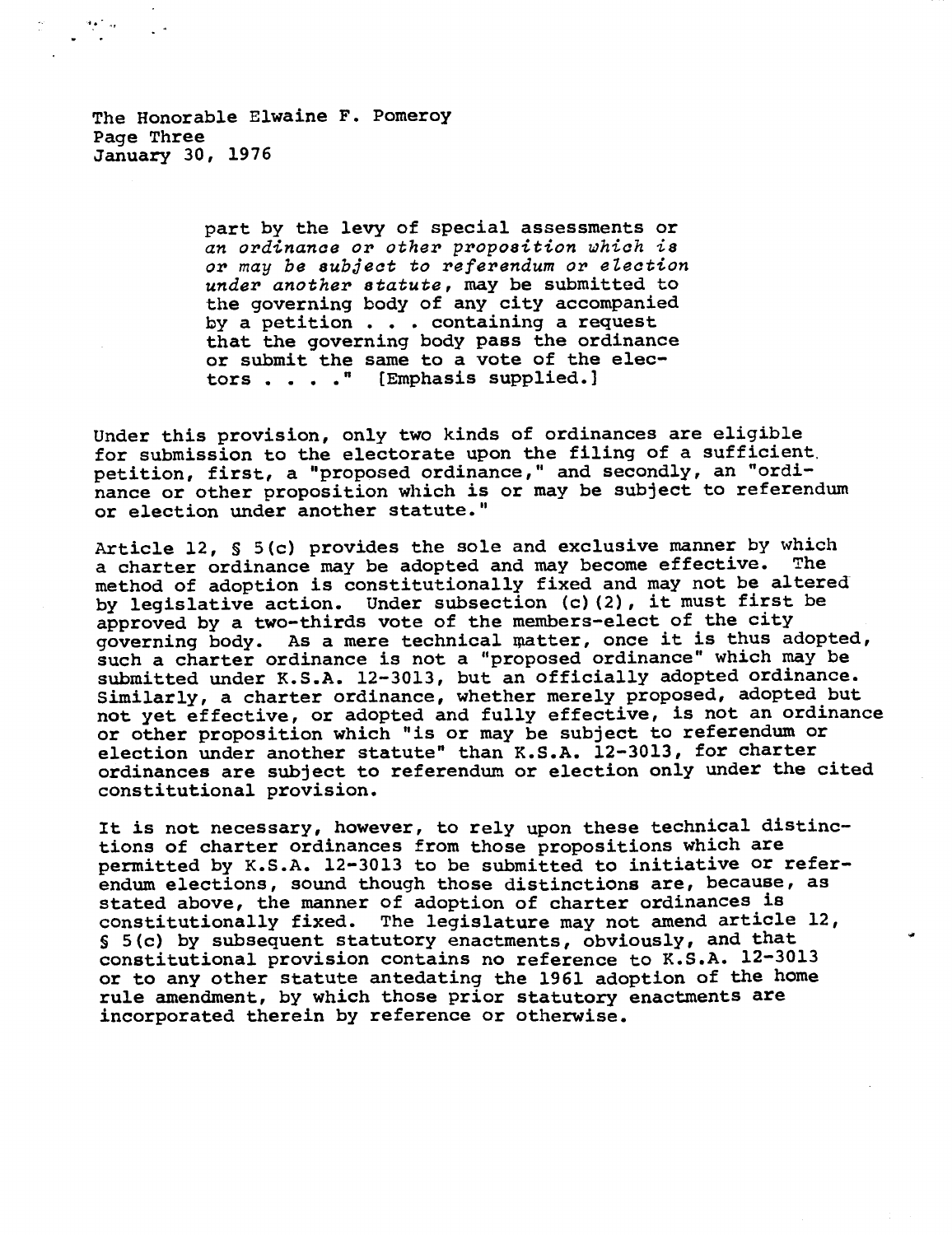> part by the levy of special assessments or *an ordinance or other proposition which is or may be subject to referendum or election under another statute*, may be submitted to the governing body of any city accompanied by a petition . . . containing a request that the governing body pass the ordinance or submit the same to a vote of the electors . . . ." [Emphasis supplied.]

Under this provision, only two kinds of ordinances are eligible for submission to the electorate upon the filing of a sufficient petition, first, a "proposed ordinance," and secondly, an "ordinance or other proposition which is or may be subject to referendum or election under another statute."

Article 12, § 5(c) provides the sole and exclusive manner by which a charter ordinance may be adopted and may become effective. The method of adoption is constitutionally fixed and may not be altered by legislative action. Under subsection (c)(2), it must first be approved by a two-thirds vote of the members-elect of the city governing body. As a mere technical matter, once it is thus adopted, such a charter ordinance is not a "proposed ordinance" which may be submitted under K.S.A. 12-3013, but an officially adopted ordinance. Similarly, a charter ordinance, whether merely proposed, adopted but not yet effective, or adopted and fully effective, is not an ordinance or other proposition which "is or may be subject to referendum or election under another statute" than K.S.A. 12-3013, for charter ordinances are subject to referendum or election only under the cited constitutional provision.

It is not necessary, however, to rely upon these technical distinctions of charter ordinances from those propositions which are permitted by K.S.A. 12-3013 to be submitted to initiative or referendum elections, sound though those distinctions are, because, as stated above, the manner of adoption of charter ordinances is constitutionally fixed. The legislature may not amend article 12, § 5(c) by subsequent statutory enactments, obviously, and that constitutional provision contains no reference to K.S.A. 12-3013 or to any other statute antedating the 1961 adoption of the home rule amendment, by which those prior statutory enactments are incorporated therein by reference or otherwise.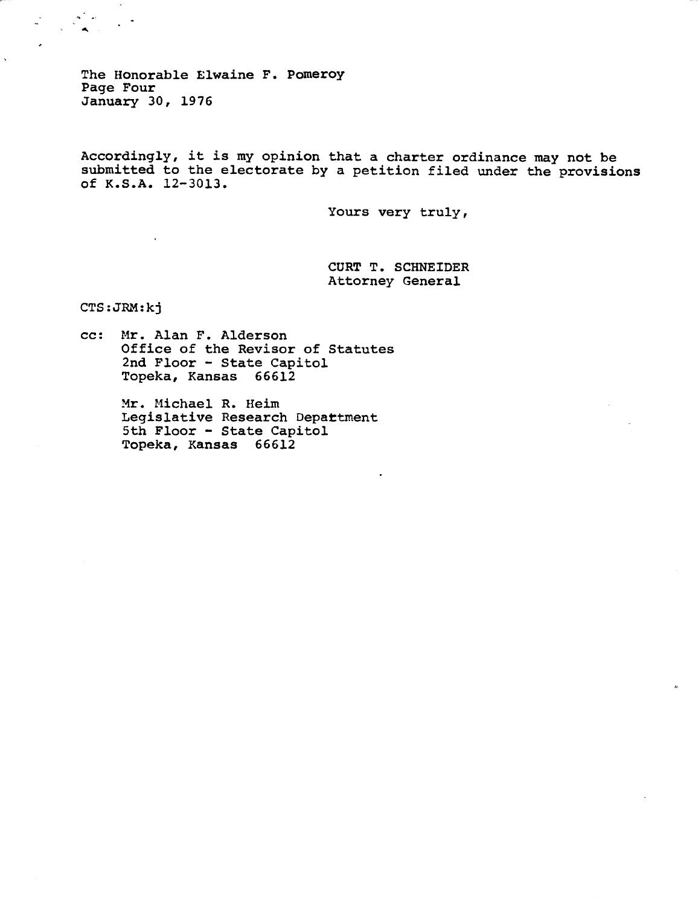Accordingly, it is my opinion that a charter ordinance may not be submitted to the electorate by a petition filed under the provisions of K.S.A. 12-3013.

Yours very truly,

CURT T. SCHNEIDER
Attorney General

CTS:JRM:kj

cc: Mr. Alan F. Alderson
Office of the Revisor of Statutes
2nd Floor - State Capitol
Topeka, Kansas 66612

Mr. Michael R. Heim
Legislative Research Department
5th Floor - State Capitol
Topeka, Kansas 66612